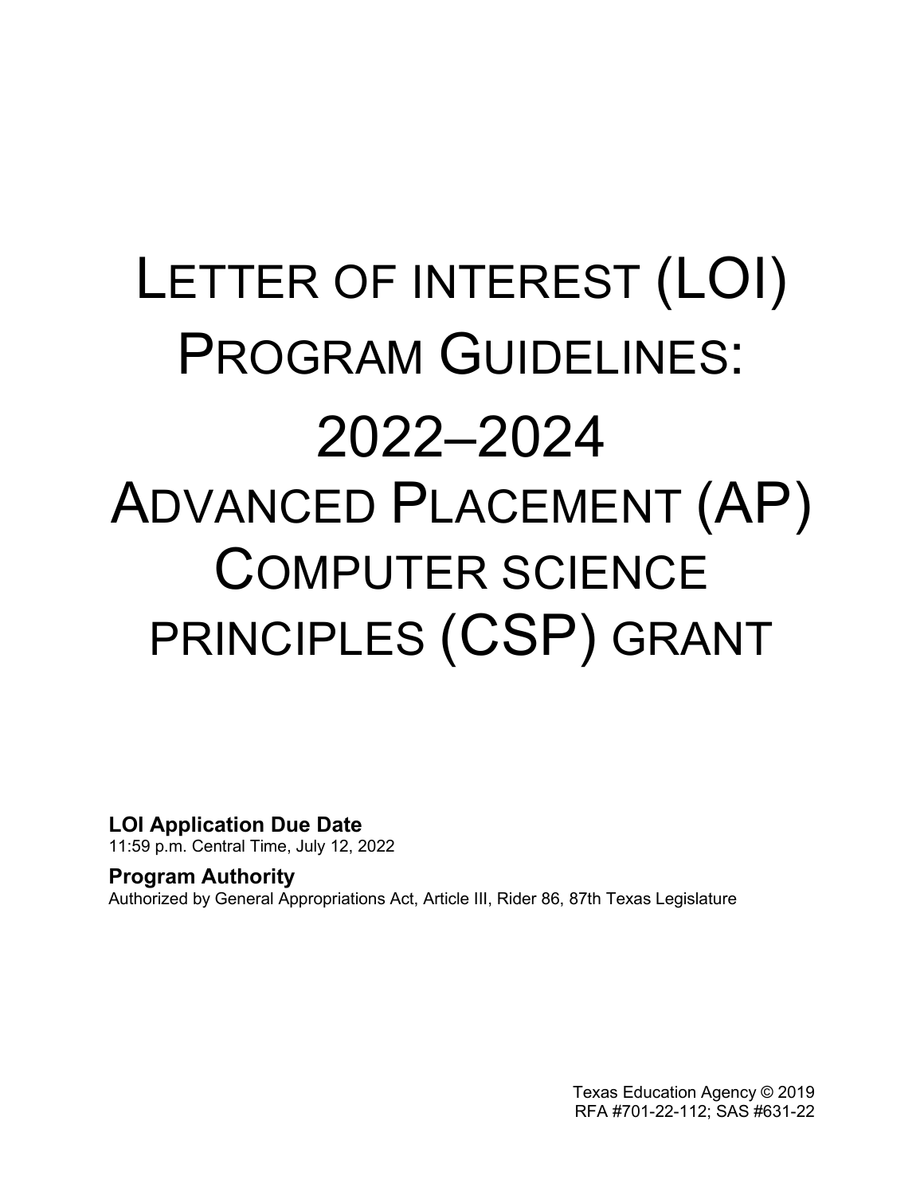# Letter of interest (LOI) Program Guidelines: 2022–2024 Advanced Placement (AP) Computer science principles (CSP) grant

**LOI Application Due Date**

11:59 p.m. Central Time, July 12, 2022

**Program Authority**

Authorized by General Appropriations Act, Article III, Rider 86, 87th Texas Legislature

Texas Education Agency © 2019

RFA #701-22-112; SAS #631-22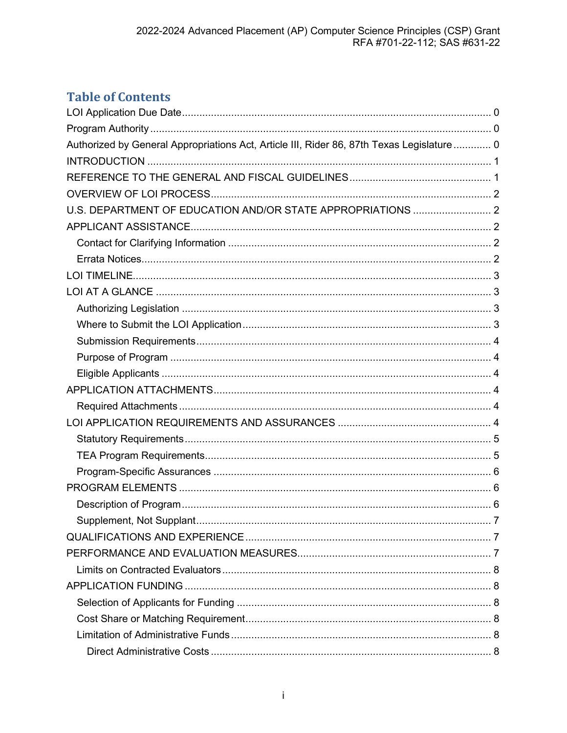# Table of Contents

LOI Application Due Date .......... 0
Program Authority .......... 0
Authorized by General Appropriations Act, Article III, Rider 86, 87th Texas Legislature .......... 0
INTRODUCTION .......... 1
REFERENCE TO THE GENERAL AND FISCAL GUIDELINES .......... 1
OVERVIEW OF LOI PROCESS .......... 2
U.S. DEPARTMENT OF EDUCATION AND/OR STATE APPROPRIATIONS .......... 2
APPLICANT ASSISTANCE .......... 2
- Contact for Clarifying Information .......... 2
- Errata Notices .......... 2

LOI TIMELINE .......... 3
LOI AT A GLANCE .......... 3
- Authorizing Legislation .......... 3
- Where to Submit the LOI Application .......... 3
- Submission Requirements .......... 4
- Purpose of Program .......... 4
- Eligible Applicants .......... 4

APPLICATION ATTACHMENTS .......... 4
- Required Attachments .......... 4

LOI APPLICATION REQUIREMENTS AND ASSURANCES .......... 4
- Statutory Requirements .......... 5
- TEA Program Requirements .......... 5
- Program-Specific Assurances .......... 6

PROGRAM ELEMENTS .......... 6
- Description of Program .......... 6
- Supplement, Not Supplant .......... 7

QUALIFICATIONS AND EXPERIENCE .......... 7
PERFORMANCE AND EVALUATION MEASURES .......... 7
- Limits on Contracted Evaluators .......... 8

APPLICATION FUNDING .......... 8
- Selection of Applicants for Funding .......... 8
- Cost Share or Matching Requirement .......... 8
- Limitation of Administrative Funds .......... 8
  - Direct Administrative Costs .......... 8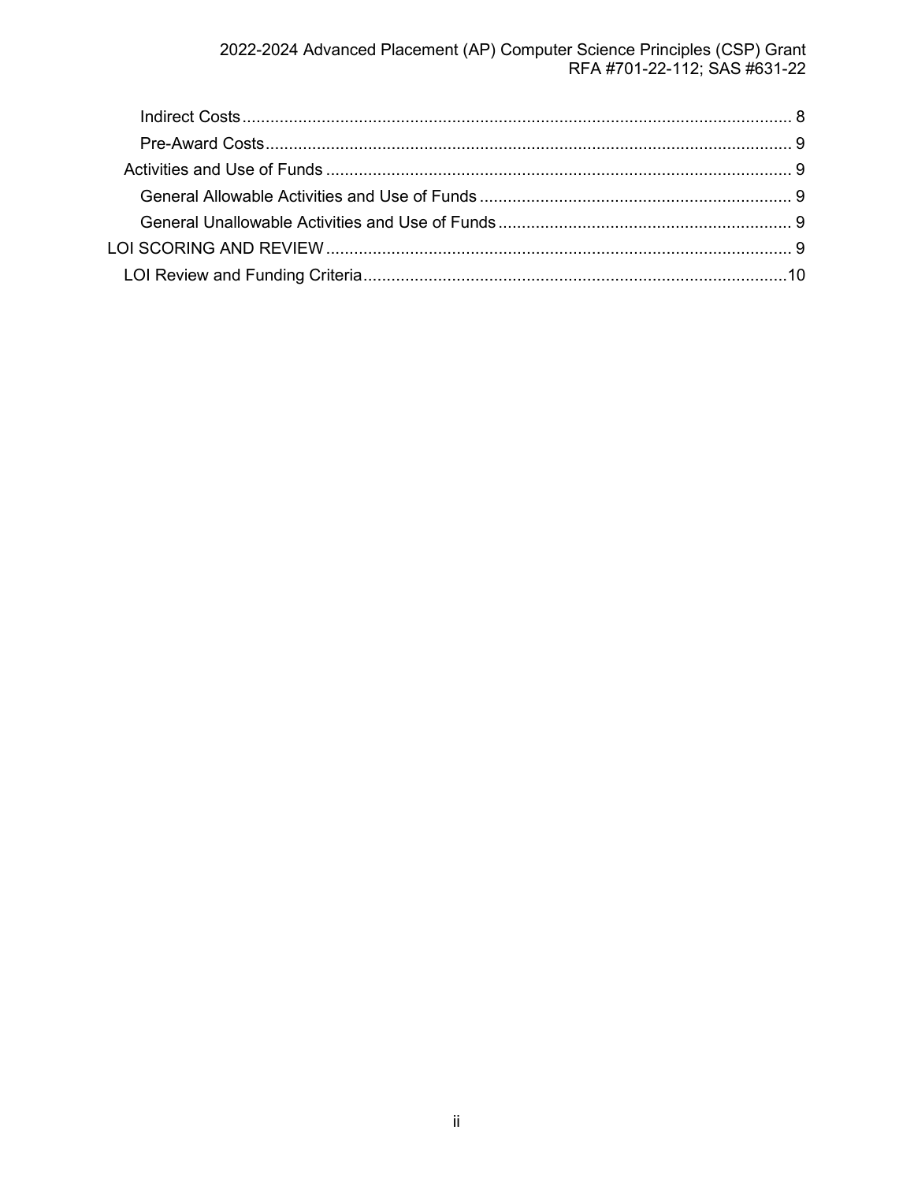- Indirect Costs ..... 8
- Pre-Award Costs ..... 9
- Activities and Use of Funds ..... 9
  - General Allowable Activities and Use of Funds ..... 9
  - General Unallowable Activities and Use of Funds ..... 9
- LOI SCORING AND REVIEW ..... 9
  - LOI Review and Funding Criteria ..... 10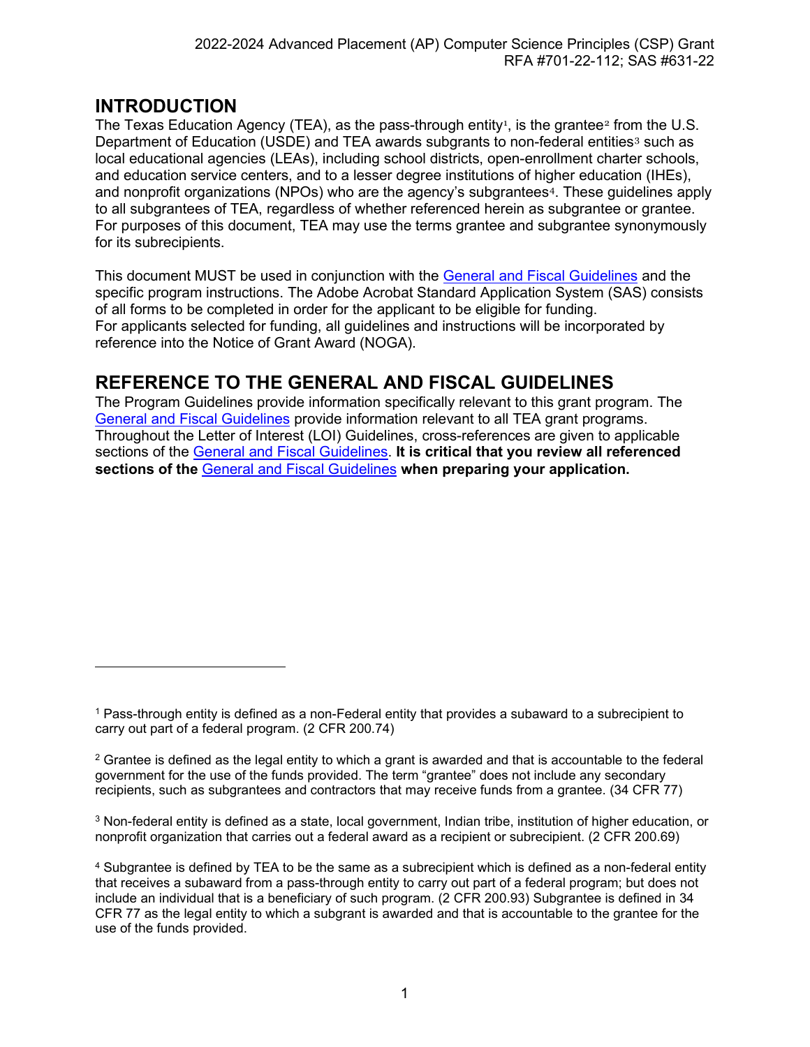## INTRODUCTION

The Texas Education Agency (TEA), as the pass-through entity[1], is the grantee[2] from the U.S. Department of Education (USDE) and TEA awards subgrants to non-federal entities[3] such as local educational agencies (LEAs), including school districts, open-enrollment charter schools, and education service centers, and to a lesser degree institutions of higher education (IHEs), and nonprofit organizations (NPOs) who are the agency's subgrantees[4]. These guidelines apply to all subgrantees of TEA, regardless of whether referenced herein as subgrantee or grantee. For purposes of this document, TEA may use the terms grantee and subgrantee synonymously for its subrecipients.

This document MUST be used in conjunction with the General and Fiscal Guidelines and the specific program instructions. The Adobe Acrobat Standard Application System (SAS) consists of all forms to be completed in order for the applicant to be eligible for funding.
For applicants selected for funding, all guidelines and instructions will be incorporated by reference into the Notice of Grant Award (NOGA).

## REFERENCE TO THE GENERAL AND FISCAL GUIDELINES

The Program Guidelines provide information specifically relevant to this grant program. The General and Fiscal Guidelines provide information relevant to all TEA grant programs. Throughout the Letter of Interest (LOI) Guidelines, cross-references are given to applicable sections of the General and Fiscal Guidelines. **It is critical that you review all referenced sections of the General and Fiscal Guidelines when preparing your application.**

---

[1] Pass-through entity is defined as a non-Federal entity that provides a subaward to a subrecipient to carry out part of a federal program. (2 CFR 200.74)

[2] Grantee is defined as the legal entity to which a grant is awarded and that is accountable to the federal government for the use of the funds provided. The term "grantee" does not include any secondary recipients, such as subgrantees and contractors that may receive funds from a grantee. (34 CFR 77)

[3] Non-federal entity is defined as a state, local government, Indian tribe, institution of higher education, or nonprofit organization that carries out a federal award as a recipient or subrecipient. (2 CFR 200.69)

[4] Subgrantee is defined by TEA to be the same as a subrecipient which is defined as a non-federal entity that receives a subaward from a pass-through entity to carry out part of a federal program; but does not include an individual that is a beneficiary of such program. (2 CFR 200.93) Subgrantee is defined in 34 CFR 77 as the legal entity to which a subgrant is awarded and that is accountable to the grantee for the use of the funds provided.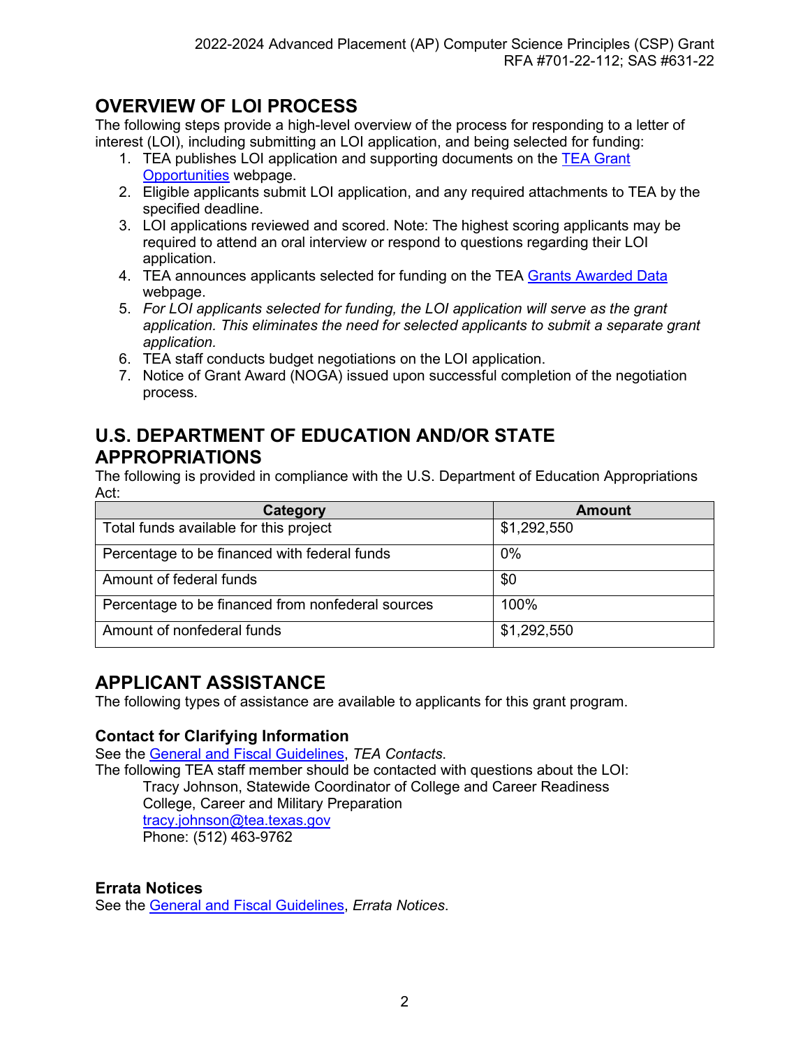## OVERVIEW OF LOI PROCESS

The following steps provide a high-level overview of the process for responding to a letter of interest (LOI), including submitting an LOI application, and being selected for funding:

1. TEA publishes LOI application and supporting documents on the [TEA Grant Opportunities](#) webpage.
2. Eligible applicants submit LOI application, and any required attachments to TEA by the specified deadline.
3. LOI applications reviewed and scored. Note: The highest scoring applicants may be required to attend an oral interview or respond to questions regarding their LOI application.
4. TEA announces applicants selected for funding on the TEA [Grants Awarded Data](#) webpage.
5. *For LOI applicants selected for funding, the LOI application will serve as the grant application. This eliminates the need for selected applicants to submit a separate grant application.*
6. TEA staff conducts budget negotiations on the LOI application.
7. Notice of Grant Award (NOGA) issued upon successful completion of the negotiation process.

## U.S. DEPARTMENT OF EDUCATION AND/OR STATE APPROPRIATIONS

The following is provided in compliance with the U.S. Department of Education Appropriations Act:

| Category | Amount |
|---|---|
| Total funds available for this project | $1,292,550 |
| Percentage to be financed with federal funds | 0% |
| Amount of federal funds | $0 |
| Percentage to be financed from nonfederal sources | 100% |
| Amount of nonfederal funds | $1,292,550 |

## APPLICANT ASSISTANCE

The following types of assistance are available to applicants for this grant program.

### Contact for Clarifying Information

See the [General and Fiscal Guidelines](#), *TEA Contacts*.

The following TEA staff member should be contacted with questions about the LOI:

Tracy Johnson, Statewide Coordinator of College and Career Readiness
College, Career and Military Preparation
[tracy.johnson@tea.texas.gov](mailto:tracy.johnson@tea.texas.gov)
Phone: (512) 463-9762

### Errata Notices

See the [General and Fiscal Guidelines](#), *Errata Notices*.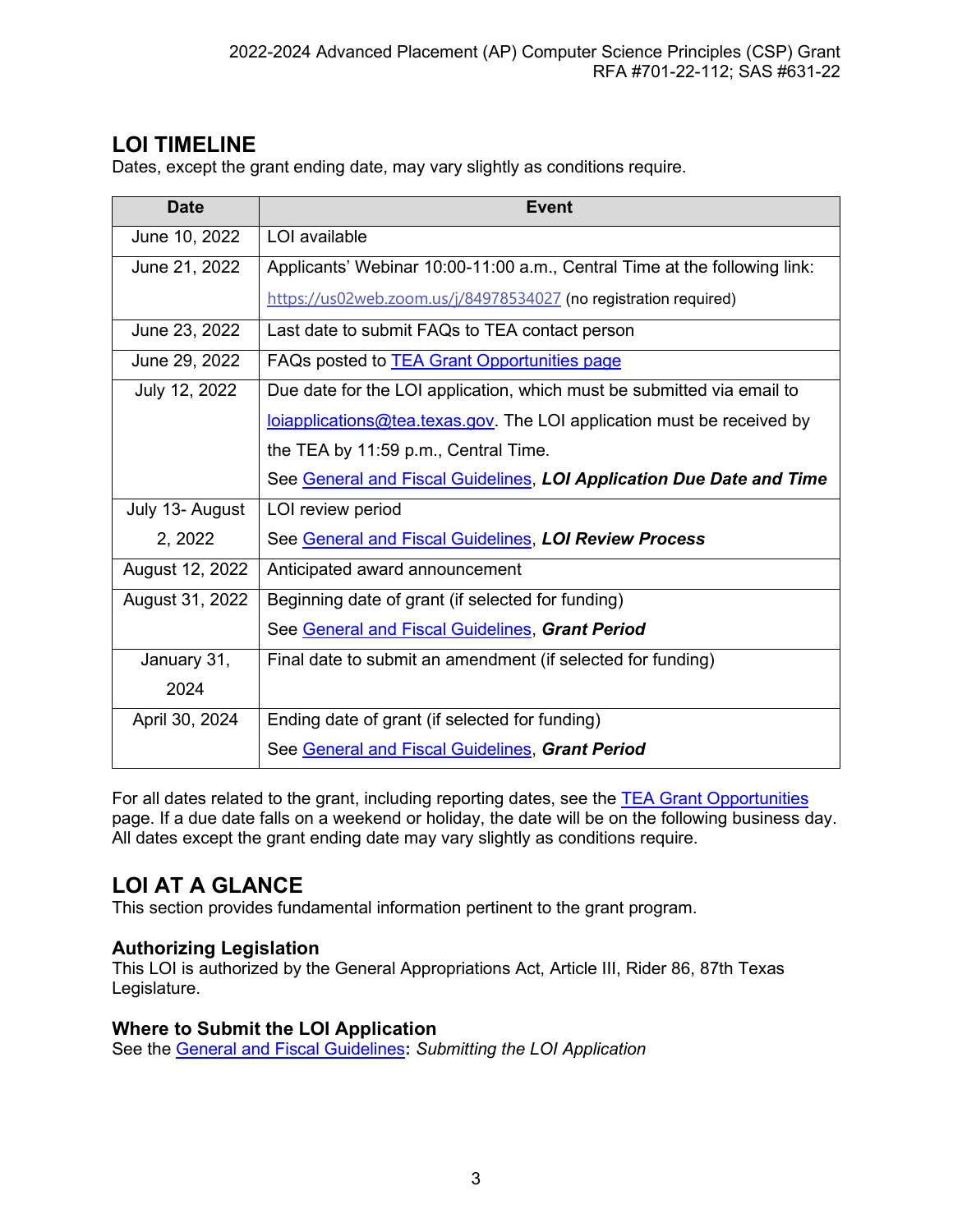## LOI TIMELINE

Dates, except the grant ending date, may vary slightly as conditions require.

| Date | Event |
|---|---|
| June 10, 2022 | LOI available |
| June 21, 2022 | Applicants' Webinar 10:00-11:00 a.m., Central Time at the following link: https://us02web.zoom.us/j/84978534027 (no registration required) |
| June 23, 2022 | Last date to submit FAQs to TEA contact person |
| June 29, 2022 | FAQs posted to TEA Grant Opportunities page |
| July 12, 2022 | Due date for the LOI application, which must be submitted via email to loiapplications@tea.texas.gov. The LOI application must be received by the TEA by 11:59 p.m., Central Time. See General and Fiscal Guidelines, ***LOI Application Due Date and Time*** |
| July 13- August 2, 2022 | LOI review period See General and Fiscal Guidelines, ***LOI Review Process*** |
| August 12, 2022 | Anticipated award announcement |
| August 31, 2022 | Beginning date of grant (if selected for funding) See General and Fiscal Guidelines, ***Grant Period*** |
| January 31, 2024 | Final date to submit an amendment (if selected for funding) |
| April 30, 2024 | Ending date of grant (if selected for funding) See General and Fiscal Guidelines, ***Grant Period*** |

For all dates related to the grant, including reporting dates, see the TEA Grant Opportunities page. If a due date falls on a weekend or holiday, the date will be on the following business day. All dates except the grant ending date may vary slightly as conditions require.

## LOI AT A GLANCE

This section provides fundamental information pertinent to the grant program.

### Authorizing Legislation

This LOI is authorized by the General Appropriations Act, Article III, Rider 86, 87th Texas Legislature.

### Where to Submit the LOI Application

See the General and Fiscal Guidelines**:** *Submitting the LOI Application*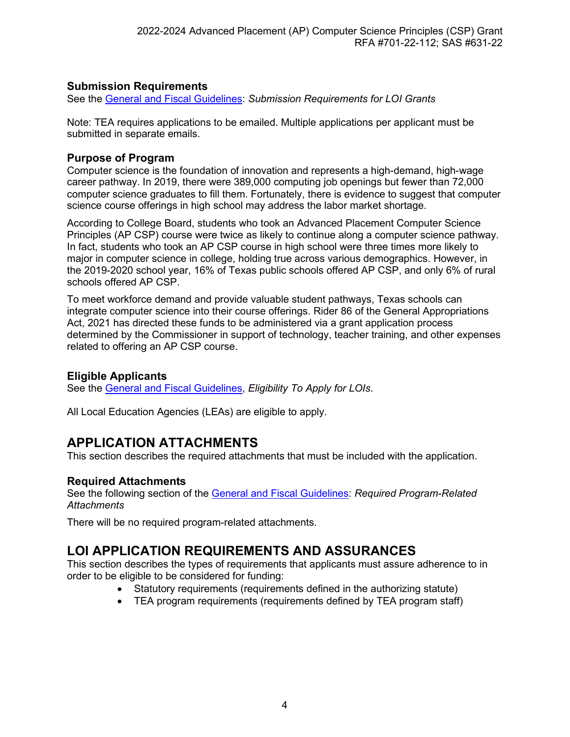### Submission Requirements

See the General and Fiscal Guidelines: *Submission Requirements for LOI Grants*

Note: TEA requires applications to be emailed. Multiple applications per applicant must be submitted in separate emails.

### Purpose of Program

Computer science is the foundation of innovation and represents a high-demand, high-wage career pathway. In 2019, there were 389,000 computing job openings but fewer than 72,000 computer science graduates to fill them. Fortunately, there is evidence to suggest that computer science course offerings in high school may address the labor market shortage.

According to College Board, students who took an Advanced Placement Computer Science Principles (AP CSP) course were twice as likely to continue along a computer science pathway. In fact, students who took an AP CSP course in high school were three times more likely to major in computer science in college, holding true across various demographics. However, in the 2019-2020 school year, 16% of Texas public schools offered AP CSP, and only 6% of rural schools offered AP CSP.

To meet workforce demand and provide valuable student pathways, Texas schools can integrate computer science into their course offerings. Rider 86 of the General Appropriations Act, 2021 has directed these funds to be administered via a grant application process determined by the Commissioner in support of technology, teacher training, and other expenses related to offering an AP CSP course.

### Eligible Applicants

See the General and Fiscal Guidelines, *Eligibility To Apply for LOIs*.

All Local Education Agencies (LEAs) are eligible to apply.

## APPLICATION ATTACHMENTS

This section describes the required attachments that must be included with the application.

### Required Attachments

See the following section of the General and Fiscal Guidelines: *Required Program-Related Attachments*

There will be no required program-related attachments.

## LOI APPLICATION REQUIREMENTS AND ASSURANCES

This section describes the types of requirements that applicants must assure adherence to in order to be eligible to be considered for funding:

- Statutory requirements (requirements defined in the authorizing statute)
- TEA program requirements (requirements defined by TEA program staff)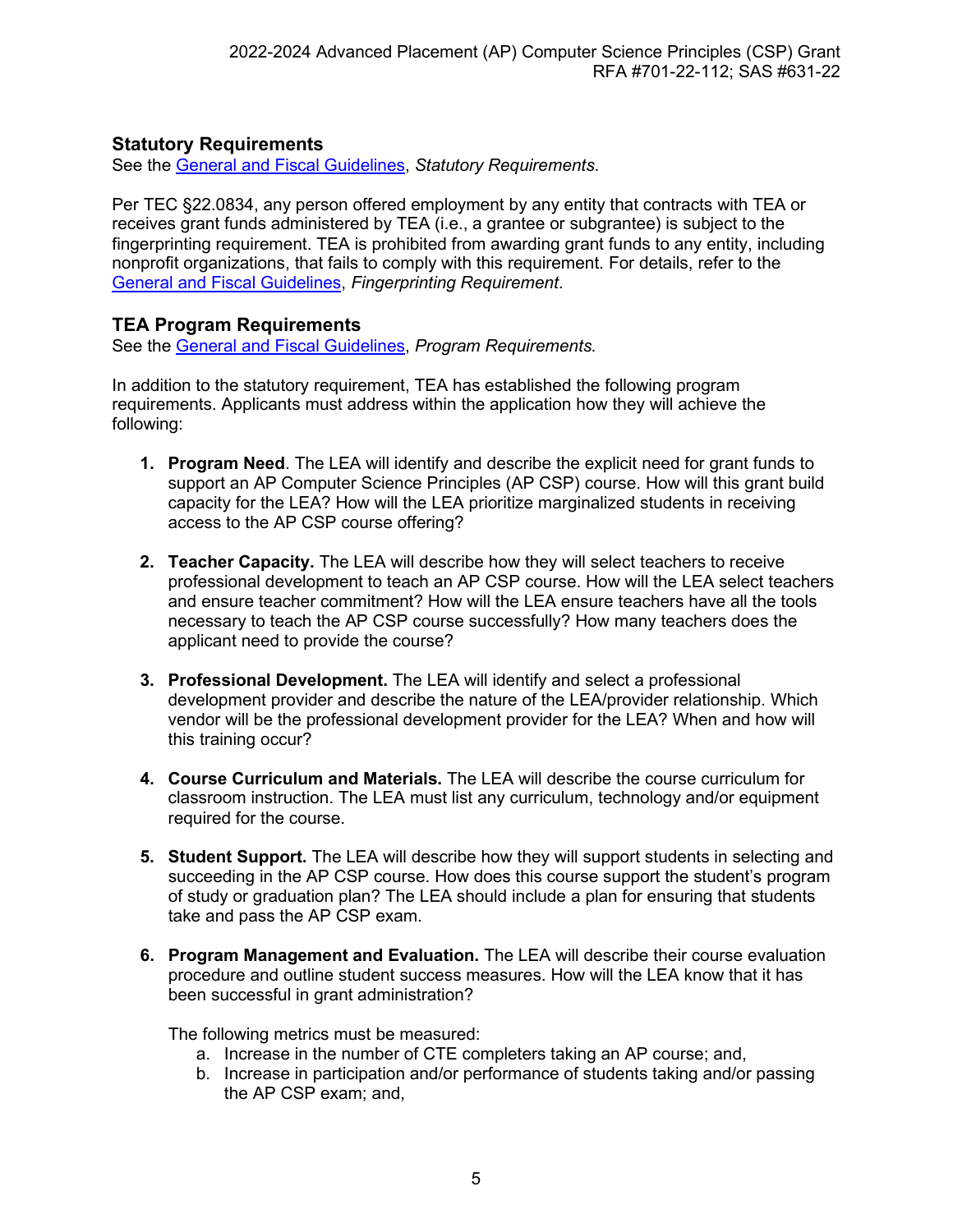## Statutory Requirements

See the [General and Fiscal Guidelines](), *Statutory Requirements*.

Per TEC §22.0834, any person offered employment by any entity that contracts with TEA or receives grant funds administered by TEA (i.e., a grantee or subgrantee) is subject to the fingerprinting requirement. TEA is prohibited from awarding grant funds to any entity, including nonprofit organizations, that fails to comply with this requirement. For details, refer to the [General and Fiscal Guidelines](), *Fingerprinting Requirement*.

## TEA Program Requirements

See the [General and Fiscal Guidelines](), *Program Requirements.*

In addition to the statutory requirement, TEA has established the following program requirements. Applicants must address within the application how they will achieve the following:

1. **Program Need**. The LEA will identify and describe the explicit need for grant funds to support an AP Computer Science Principles (AP CSP) course. How will this grant build capacity for the LEA? How will the LEA prioritize marginalized students in receiving access to the AP CSP course offering?

2. **Teacher Capacity.** The LEA will describe how they will select teachers to receive professional development to teach an AP CSP course. How will the LEA select teachers and ensure teacher commitment? How will the LEA ensure teachers have all the tools necessary to teach the AP CSP course successfully? How many teachers does the applicant need to provide the course?

3. **Professional Development.** The LEA will identify and select a professional development provider and describe the nature of the LEA/provider relationship. Which vendor will be the professional development provider for the LEA? When and how will this training occur?

4. **Course Curriculum and Materials.** The LEA will describe the course curriculum for classroom instruction. The LEA must list any curriculum, technology and/or equipment required for the course.

5. **Student Support.** The LEA will describe how they will support students in selecting and succeeding in the AP CSP course. How does this course support the student's program of study or graduation plan? The LEA should include a plan for ensuring that students take and pass the AP CSP exam.

6. **Program Management and Evaluation.** The LEA will describe their course evaluation procedure and outline student success measures. How will the LEA know that it has been successful in grant administration?

   The following metrics must be measured:
   a. Increase in the number of CTE completers taking an AP course; and,
   b. Increase in participation and/or performance of students taking and/or passing the AP CSP exam; and,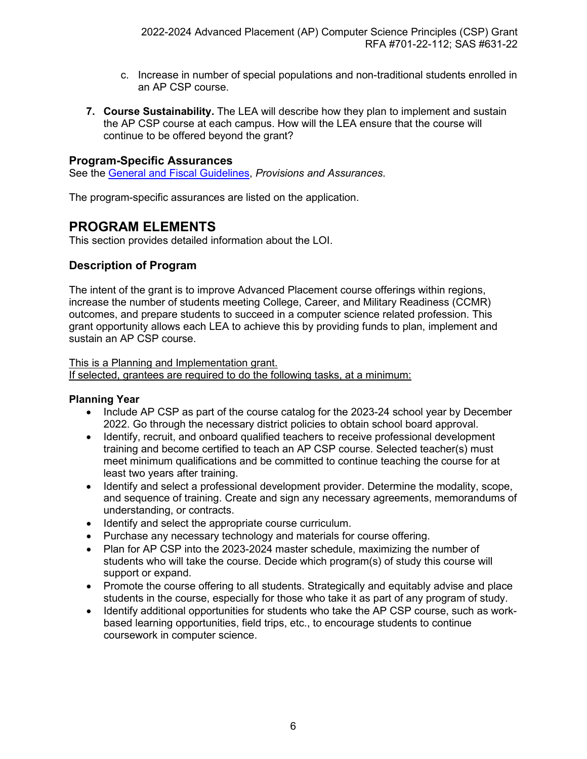c. Increase in number of special populations and non-traditional students enrolled in an AP CSP course.

7. **Course Sustainability.** The LEA will describe how they plan to implement and sustain the AP CSP course at each campus. How will the LEA ensure that the course will continue to be offered beyond the grant?

### Program-Specific Assurances

See the [General and Fiscal Guidelines](), *Provisions and Assurances.*

The program-specific assurances are listed on the application.

## PROGRAM ELEMENTS

This section provides detailed information about the LOI.

### Description of Program

The intent of the grant is to improve Advanced Placement course offerings within regions, increase the number of students meeting College, Career, and Military Readiness (CCMR) outcomes, and prepare students to succeed in a computer science related profession. This grant opportunity allows each LEA to achieve this by providing funds to plan, implement and sustain an AP CSP course.

<u>This is a Planning and Implementation grant.</u>
<u>If selected, grantees are required to do the following tasks, at a minimum:</u>

**Planning Year**

- Include AP CSP as part of the course catalog for the 2023-24 school year by December 2022. Go through the necessary district policies to obtain school board approval.
- Identify, recruit, and onboard qualified teachers to receive professional development training and become certified to teach an AP CSP course. Selected teacher(s) must meet minimum qualifications and be committed to continue teaching the course for at least two years after training.
- Identify and select a professional development provider. Determine the modality, scope, and sequence of training. Create and sign any necessary agreements, memorandums of understanding, or contracts.
- Identify and select the appropriate course curriculum.
- Purchase any necessary technology and materials for course offering.
- Plan for AP CSP into the 2023-2024 master schedule, maximizing the number of students who will take the course. Decide which program(s) of study this course will support or expand.
- Promote the course offering to all students. Strategically and equitably advise and place students in the course, especially for those who take it as part of any program of study.
- Identify additional opportunities for students who take the AP CSP course, such as work-based learning opportunities, field trips, etc., to encourage students to continue coursework in computer science.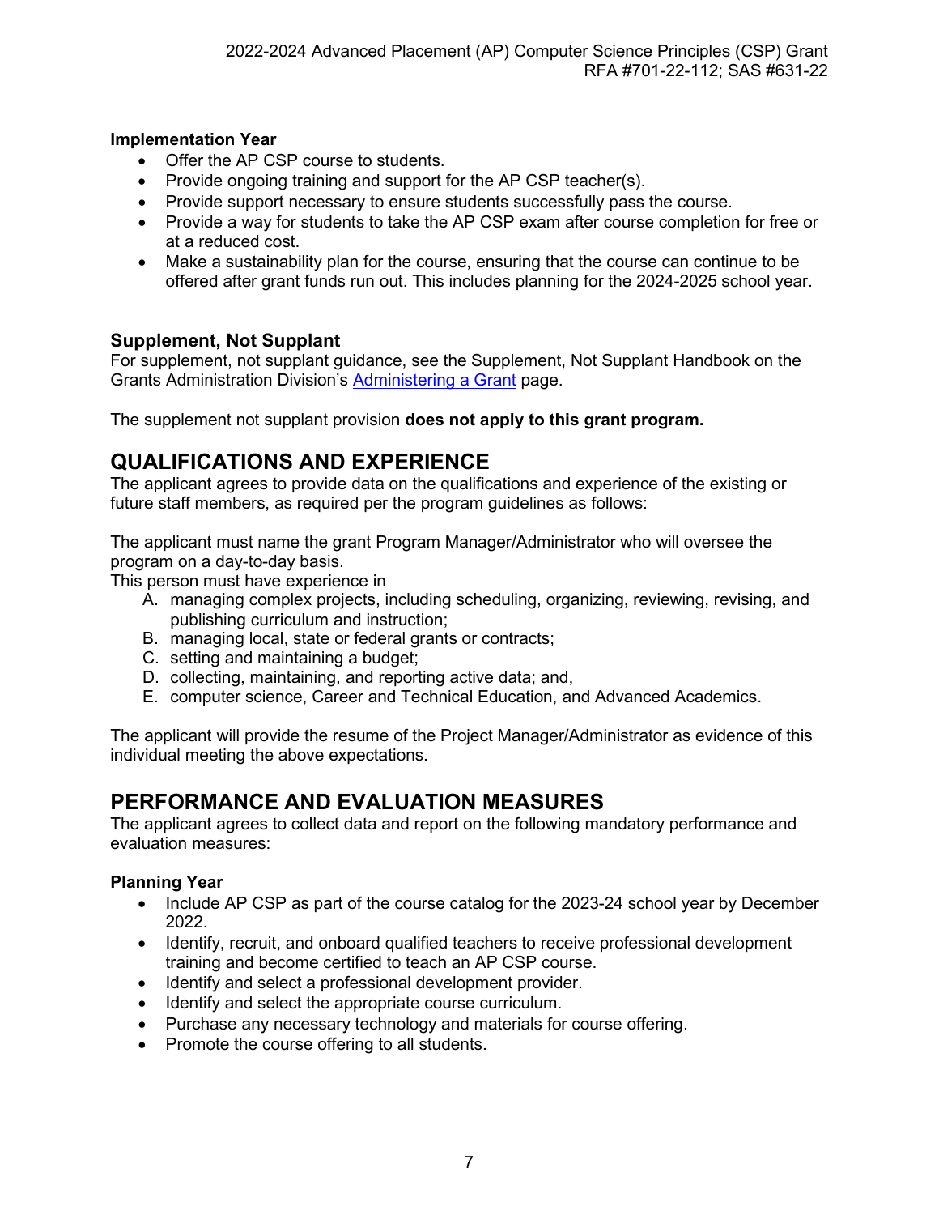**Implementation Year**

- Offer the AP CSP course to students.
- Provide ongoing training and support for the AP CSP teacher(s).
- Provide support necessary to ensure students successfully pass the course.
- Provide a way for students to take the AP CSP exam after course completion for free or at a reduced cost.
- Make a sustainability plan for the course, ensuring that the course can continue to be offered after grant funds run out. This includes planning for the 2024-2025 school year.

### Supplement, Not Supplant

For supplement, not supplant guidance, see the Supplement, Not Supplant Handbook on the Grants Administration Division's [Administering a Grant](Administering a Grant) page.

The supplement not supplant provision **does not apply to this grant program.**

## QUALIFICATIONS AND EXPERIENCE

The applicant agrees to provide data on the qualifications and experience of the existing or future staff members, as required per the program guidelines as follows:

The applicant must name the grant Program Manager/Administrator who will oversee the program on a day-to-day basis.
This person must have experience in

A. managing complex projects, including scheduling, organizing, reviewing, revising, and publishing curriculum and instruction;
B. managing local, state or federal grants or contracts;
C. setting and maintaining a budget;
D. collecting, maintaining, and reporting active data; and,
E. computer science, Career and Technical Education, and Advanced Academics.

The applicant will provide the resume of the Project Manager/Administrator as evidence of this individual meeting the above expectations.

## PERFORMANCE AND EVALUATION MEASURES

The applicant agrees to collect data and report on the following mandatory performance and evaluation measures:

**Planning Year**

- Include AP CSP as part of the course catalog for the 2023-24 school year by December 2022.
- Identify, recruit, and onboard qualified teachers to receive professional development training and become certified to teach an AP CSP course.
- Identify and select a professional development provider.
- Identify and select the appropriate course curriculum.
- Purchase any necessary technology and materials for course offering.
- Promote the course offering to all students.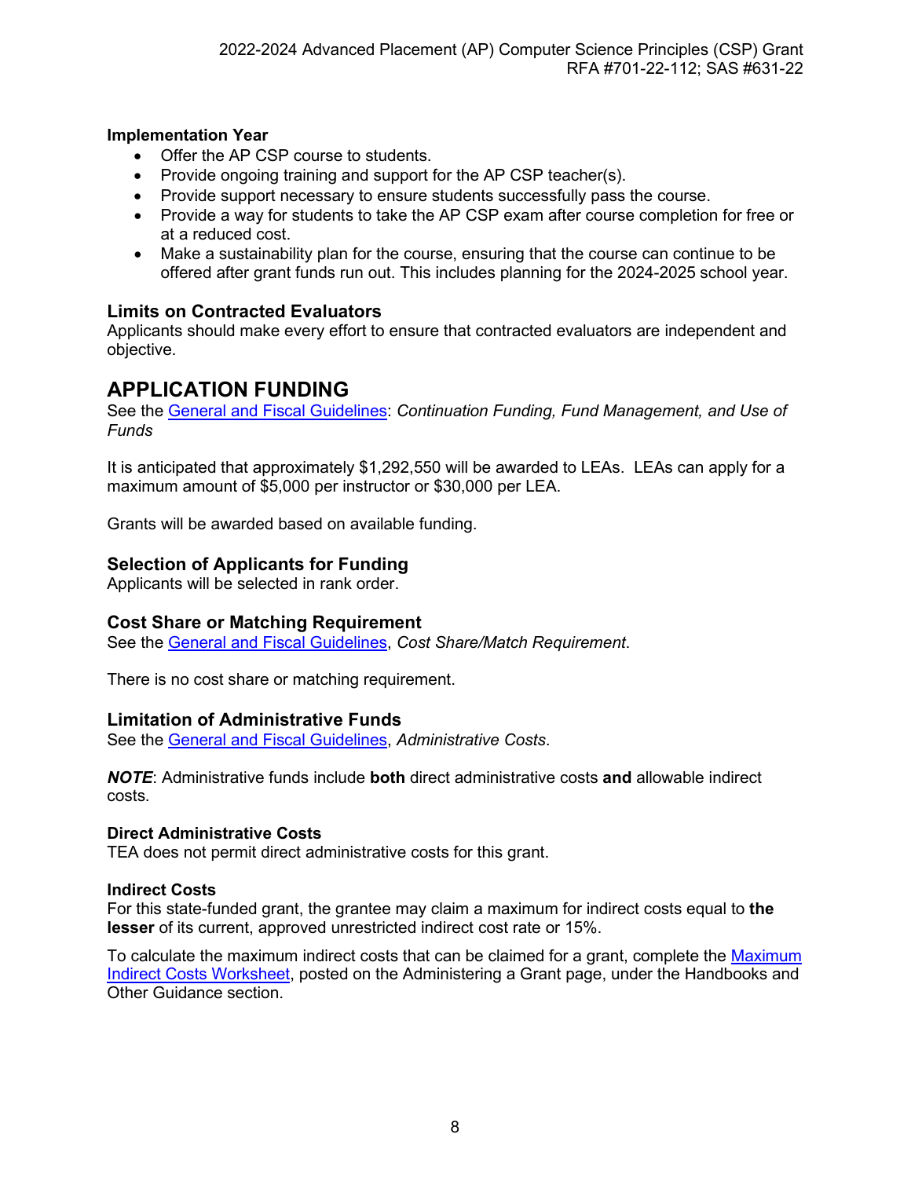**Implementation Year**

- Offer the AP CSP course to students.
- Provide ongoing training and support for the AP CSP teacher(s).
- Provide support necessary to ensure students successfully pass the course.
- Provide a way for students to take the AP CSP exam after course completion for free or at a reduced cost.
- Make a sustainability plan for the course, ensuring that the course can continue to be offered after grant funds run out. This includes planning for the 2024-2025 school year.

### Limits on Contracted Evaluators

Applicants should make every effort to ensure that contracted evaluators are independent and objective.

## APPLICATION FUNDING

See the General and Fiscal Guidelines: *Continuation Funding, Fund Management, and Use of Funds*

It is anticipated that approximately $1,292,550 will be awarded to LEAs. LEAs can apply for a maximum amount of $5,000 per instructor or $30,000 per LEA.

Grants will be awarded based on available funding.

### Selection of Applicants for Funding

Applicants will be selected in rank order.

### Cost Share or Matching Requirement

See the General and Fiscal Guidelines, *Cost Share/Match Requirement*.

There is no cost share or matching requirement.

### Limitation of Administrative Funds

See the General and Fiscal Guidelines, *Administrative Costs*.

***NOTE***: Administrative funds include **both** direct administrative costs **and** allowable indirect costs.

**Direct Administrative Costs**

TEA does not permit direct administrative costs for this grant.

**Indirect Costs**

For this state-funded grant, the grantee may claim a maximum for indirect costs equal to **the lesser** of its current, approved unrestricted indirect cost rate or 15%.

To calculate the maximum indirect costs that can be claimed for a grant, complete the Maximum Indirect Costs Worksheet, posted on the Administering a Grant page, under the Handbooks and Other Guidance section.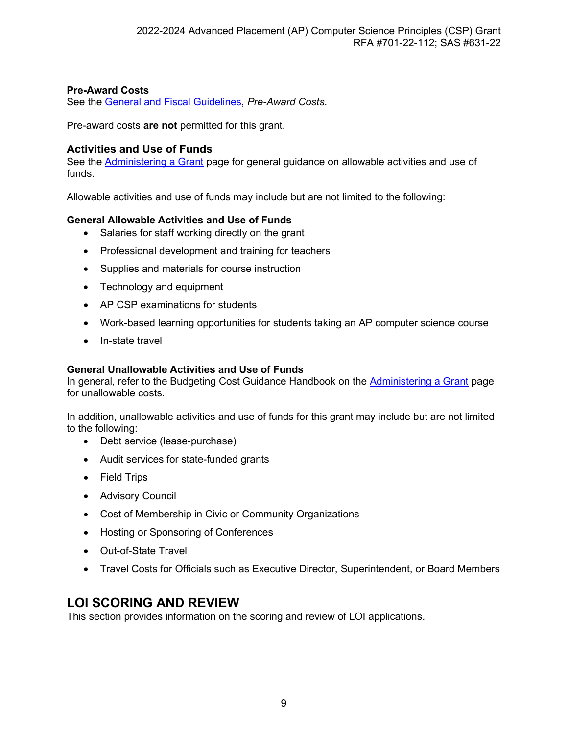**Pre-Award Costs**

See the [General and Fiscal Guidelines], *Pre-Award Costs*.

Pre-award costs **are not** permitted for this grant.

### Activities and Use of Funds

See the [Administering a Grant] page for general guidance on allowable activities and use of funds.

Allowable activities and use of funds may include but are not limited to the following:

#### General Allowable Activities and Use of Funds

- Salaries for staff working directly on the grant
- Professional development and training for teachers
- Supplies and materials for course instruction
- Technology and equipment
- AP CSP examinations for students
- Work-based learning opportunities for students taking an AP computer science course
- In-state travel

#### General Unallowable Activities and Use of Funds

In general, refer to the Budgeting Cost Guidance Handbook on the [Administering a Grant] page for unallowable costs.

In addition, unallowable activities and use of funds for this grant may include but are not limited to the following:

- Debt service (lease-purchase)
- Audit services for state-funded grants
- Field Trips
- Advisory Council
- Cost of Membership in Civic or Community Organizations
- Hosting or Sponsoring of Conferences
- Out-of-State Travel
- Travel Costs for Officials such as Executive Director, Superintendent, or Board Members

## LOI SCORING AND REVIEW

This section provides information on the scoring and review of LOI applications.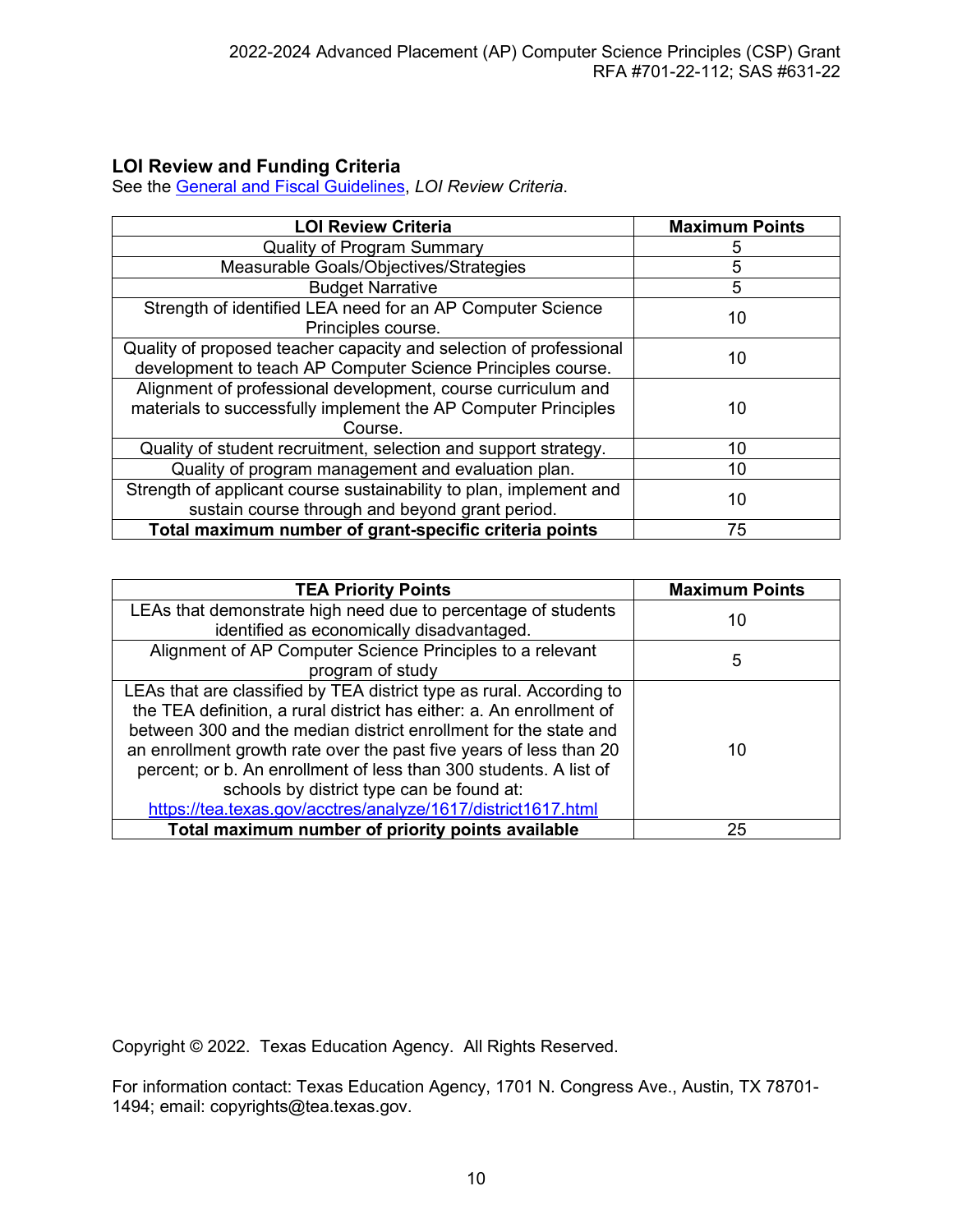## LOI Review and Funding Criteria

See the General and Fiscal Guidelines, *LOI Review Criteria*.

| LOI Review Criteria | Maximum Points |
|---|---|
| Quality of Program Summary | 5 |
| Measurable Goals/Objectives/Strategies | 5 |
| Budget Narrative | 5 |
| Strength of identified LEA need for an AP Computer Science Principles course. | 10 |
| Quality of proposed teacher capacity and selection of professional development to teach AP Computer Science Principles course. | 10 |
| Alignment of professional development, course curriculum and materials to successfully implement the AP Computer Principles Course. | 10 |
| Quality of student recruitment, selection and support strategy. | 10 |
| Quality of program management and evaluation plan. | 10 |
| Strength of applicant course sustainability to plan, implement and sustain course through and beyond grant period. | 10 |
| **Total maximum number of grant-specific criteria points** | 75 |

| TEA Priority Points | Maximum Points |
|---|---|
| LEAs that demonstrate high need due to percentage of students identified as economically disadvantaged. | 10 |
| Alignment of AP Computer Science Principles to a relevant program of study | 5 |
| LEAs that are classified by TEA district type as rural. According to the TEA definition, a rural district has either: a. An enrollment of between 300 and the median district enrollment for the state and an enrollment growth rate over the past five years of less than 20 percent; or b. An enrollment of less than 300 students. A list of schools by district type can be found at: https://tea.texas.gov/acctres/analyze/1617/district1617.html | 10 |
| **Total maximum number of priority points available** | 25 |

Copyright © 2022. Texas Education Agency. All Rights Reserved.

For information contact: Texas Education Agency, 1701 N. Congress Ave., Austin, TX 78701-1494; email: copyrights@tea.texas.gov.